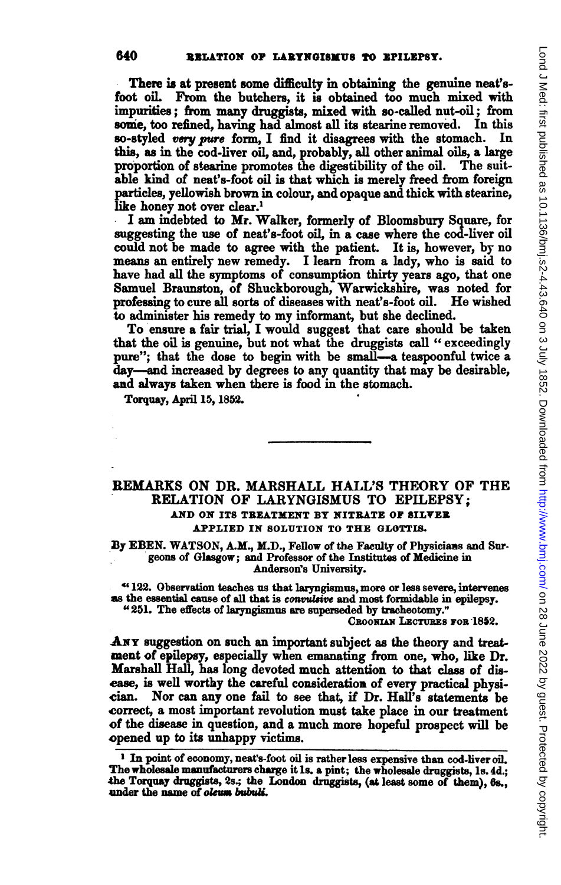There is at present some difficulty in obtaining the genuine neat's-foot oil. From the butchers, it is obtained too much mixed with impurities; from many druggists, mixed with so-called nut-oil; from some, too refined, having had almost all its stearine removed. In this so-styled *very pure* form, I find it disagrees with the stomach. In this, as in the cod-liver oil, and, probably, all other animal oils, a large proportion of stearine promotes the digestibility of the oil. The suitable kind of neat's-foot oil is that which is merely freed from foreign particles, yellowish brown in colour, and opaque and thick with stearine, like honey not over clear.[1]

I am indebted to Mr. Walker, formerly of Bloomsbury Square, for suggesting the use of neat's-foot oil, in a case where the cod-liver oil could not be made to agree with the patient. It is, however, by no means an entirely new remedy. I learn from a lady, who is said to have had all the symptoms of consumption thirty years ago, that one Samuel Braunston, of Shuckborough, Warwickshire, was noted for professing to cure all sorts of diseases with neat's-foot oil. He wished to administer his remedy to my informant, but she declined.

To ensure a fair trial, I would suggest that care should be taken that the oil is genuine, but not what the druggists call "exceedingly pure"; that the dose to begin with be small—a teaspoonful twice a day—and increased by degrees to any quantity that may be desirable, and always taken when there is food in the stomach.

Torquay, April 15, 1852.

---

# REMARKS ON DR. MARSHALL HALL'S THEORY OF THE RELATION OF LARYNGISMUS TO EPILEPSY;

## AND ON ITS TREATMENT BY NITRATE OF SILVER APPLIED IN SOLUTION TO THE GLOTTIS.

By EBEN. WATSON, A.M., M.D., Fellow of the Faculty of Physicians and Surgeons of Glasgow; and Professor of the Institutes of Medicine in Anderson's University.

> "122. Observation teaches us that laryngismus, more or less severe, intervenes as the essential cause of all that is *convulsive* and most formidable in epilepsy.
>
> "251. The effects of laryngismus are superseded by tracheotomy."
>
> CROONIAN LECTURES FOR 1852.

ANY suggestion on such an important subject as the theory and treatment of epilepsy, especially when emanating from one, who, like Dr. Marshall Hall, has long devoted much attention to that class of disease, is well worthy the careful consideration of every practical physician. Nor can any one fail to see that, if Dr. Hall's statements be correct, a most important revolution must take place in our treatment of the disease in question, and a much more hopeful prospect will be opened up to its unhappy victims.

---

[1] In point of economy, neat's-foot oil is rather less expensive than cod-liver oil. The wholesale manufacturers charge it 1s. a pint; the wholesale druggists, 1s. 4d.; the Torquay druggists, 2s.; the London druggists, (at least some of them), 6s., under the name of *oleum bubuli*.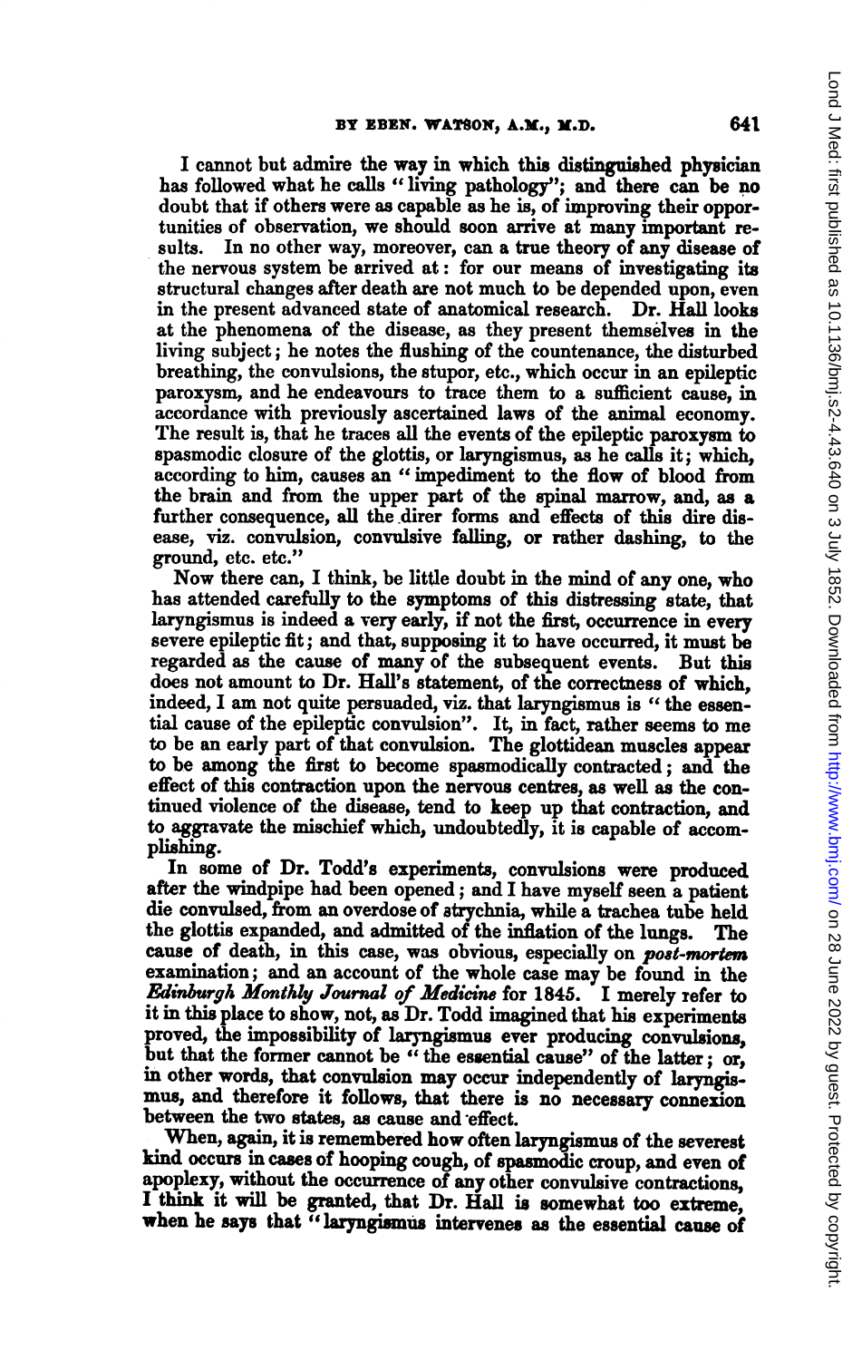I cannot but admire the way in which this distinguished physician has followed what he calls "living pathology"; and there can be no doubt that if others were as capable as he is, of improving their opportunities of observation, we should soon arrive at many important results. In no other way, moreover, can a true theory of any disease of the nervous system be arrived at: for our means of investigating its structural changes after death are not much to be depended upon, even in the present advanced state of anatomical research. Dr. Hall looks at the phenomena of the disease, as they present themselves in the living subject; he notes the flushing of the countenance, the disturbed breathing, the convulsions, the stupor, etc., which occur in an epileptic paroxysm, and he endeavours to trace them to a sufficient cause, in accordance with previously ascertained laws of the animal economy. The result is, that he traces all the events of the epileptic paroxysm to spasmodic closure of the glottis, or laryngismus, as he calls it; which, according to him, causes an "impediment to the flow of blood from the brain and from the upper part of the spinal marrow, and, as a further consequence, all the direr forms and effects of this dire disease, viz. convulsion, convulsive falling, or rather dashing, to the ground, etc. etc."

Now there can, I think, be little doubt in the mind of any one, who has attended carefully to the symptoms of this distressing state, that laryngismus is indeed a very early, if not the first, occurrence in every severe epileptic fit; and that, supposing it to have occurred, it must be regarded as the cause of many of the subsequent events. But this does not amount to Dr. Hall's statement, of the correctness of which, indeed, I am not quite persuaded, viz. that laryngismus is "the essential cause of the epileptic convulsion". It, in fact, rather seems to me to be an early part of that convulsion. The glottidean muscles appear to be among the first to become spasmodically contracted; and the effect of this contraction upon the nervous centres, as well as the continued violence of the disease, tend to keep up that contraction, and to aggravate the mischief which, undoubtedly, it is capable of accomplishing.

In some of Dr. Todd's experiments, convulsions were produced after the windpipe had been opened; and I have myself seen a patient die convulsed, from an overdose of strychnia, while a trachea tube held the glottis expanded, and admitted of the inflation of the lungs. The cause of death, in this case, was obvious, especially on *post-mortem* examination; and an account of the whole case may be found in the *Edinburgh Monthly Journal of Medicine* for 1845. I merely refer to it in this place to show, not, as Dr. Todd imagined that his experiments proved, the impossibility of laryngismus ever producing convulsions, but that the former cannot be "the essential cause" of the latter; or, in other words, that convulsion may occur independently of laryngismus, and therefore it follows, that there is no necessary connexion between the two states, as cause and effect.

When, again, it is remembered how often laryngismus of the severest kind occurs in cases of hooping cough, of spasmodic croup, and even of apoplexy, without the occurrence of any other convulsive contractions, I think it will be granted, that Dr. Hall is somewhat too extreme, when he says that "laryngismus intervenes as the essential cause of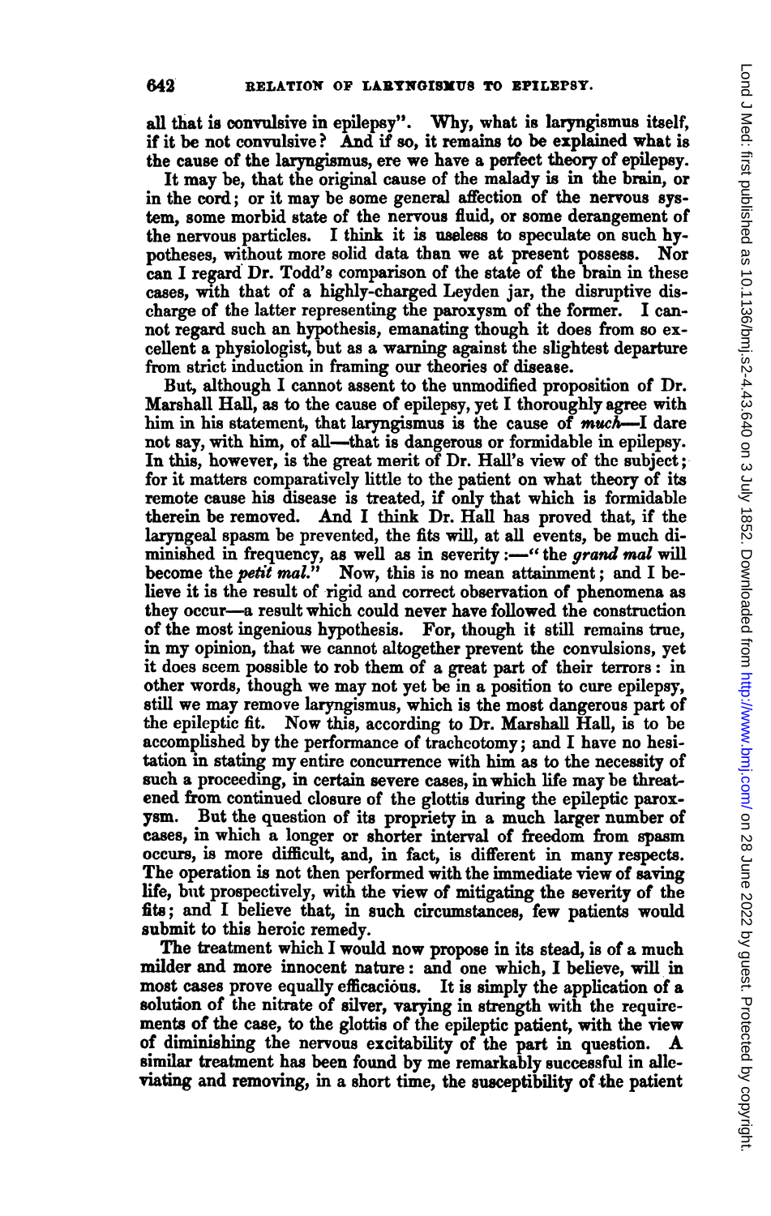all that is convulsive in epilepsy". Why, what is laryngismus itself, if it be not convulsive? And if so, it remains to be explained what is the cause of the laryngismus, ere we have a perfect theory of epilepsy.

It may be, that the original cause of the malady is in the brain, or in the cord; or it may be some general affection of the nervous system, some morbid state of the nervous fluid, or some derangement of the nervous particles. I think it is useless to speculate on such hypotheses, without more solid data than we at present possess. Nor can I regard Dr. Todd's comparison of the state of the brain in these cases, with that of a highly-charged Leyden jar, the disruptive discharge of the latter representing the paroxysm of the former. I cannot regard such an hypothesis, emanating though it does from so excellent a physiologist, but as a warning against the slightest departure from strict induction in framing our theories of disease.

But, although I cannot assent to the unmodified proposition of Dr. Marshall Hall, as to the cause of epilepsy, yet I thoroughly agree with him in his statement, that laryngismus is the cause of *much*—I dare not say, with him, of all—that is dangerous or formidable in epilepsy. In this, however, is the great merit of Dr. Hall's view of the subject; for it matters comparatively little to the patient on what theory of its remote cause his disease is treated, if only that which is formidable therein be removed. And I think Dr. Hall has proved that, if the laryngeal spasm be prevented, the fits will, at all events, be much diminished in frequency, as well as in severity:—"the *grand mal* will become the *petit mal.*" Now, this is no mean attainment; and I believe it is the result of rigid and correct observation of phenomena as they occur—a result which could never have followed the construction of the most ingenious hypothesis. For, though it still remains true, in my opinion, that we cannot altogether prevent the convulsions, yet it does seem possible to rob them of a great part of their terrors: in other words, though we may not yet be in a position to cure epilepsy, still we may remove laryngismus, which is the most dangerous part of the epileptic fit. Now this, according to Dr. Marshall Hall, is to be accomplished by the performance of tracheotomy; and I have no hesitation in stating my entire concurrence with him as to the necessity of such a proceeding, in certain severe cases, in which life may be threatened from continued closure of the glottis during the epileptic paroxysm. But the question of its propriety in a much larger number of cases, in which a longer or shorter interval of freedom from spasm occurs, is more difficult, and, in fact, is different in many respects. The operation is not then performed with the immediate view of saving life, but prospectively, with the view of mitigating the severity of the fits; and I believe that, in such circumstances, few patients would submit to this heroic remedy.

The treatment which I would now propose in its stead, is of a much milder and more innocent nature: and one which, I believe, will in most cases prove equally efficacious. It is simply the application of a solution of the nitrate of silver, varying in strength with the requirements of the case, to the glottis of the epileptic patient, with the view of diminishing the nervous excitability of the part in question. A similar treatment has been found by me remarkably successful in alleviating and removing, in a short time, the susceptibility of the patient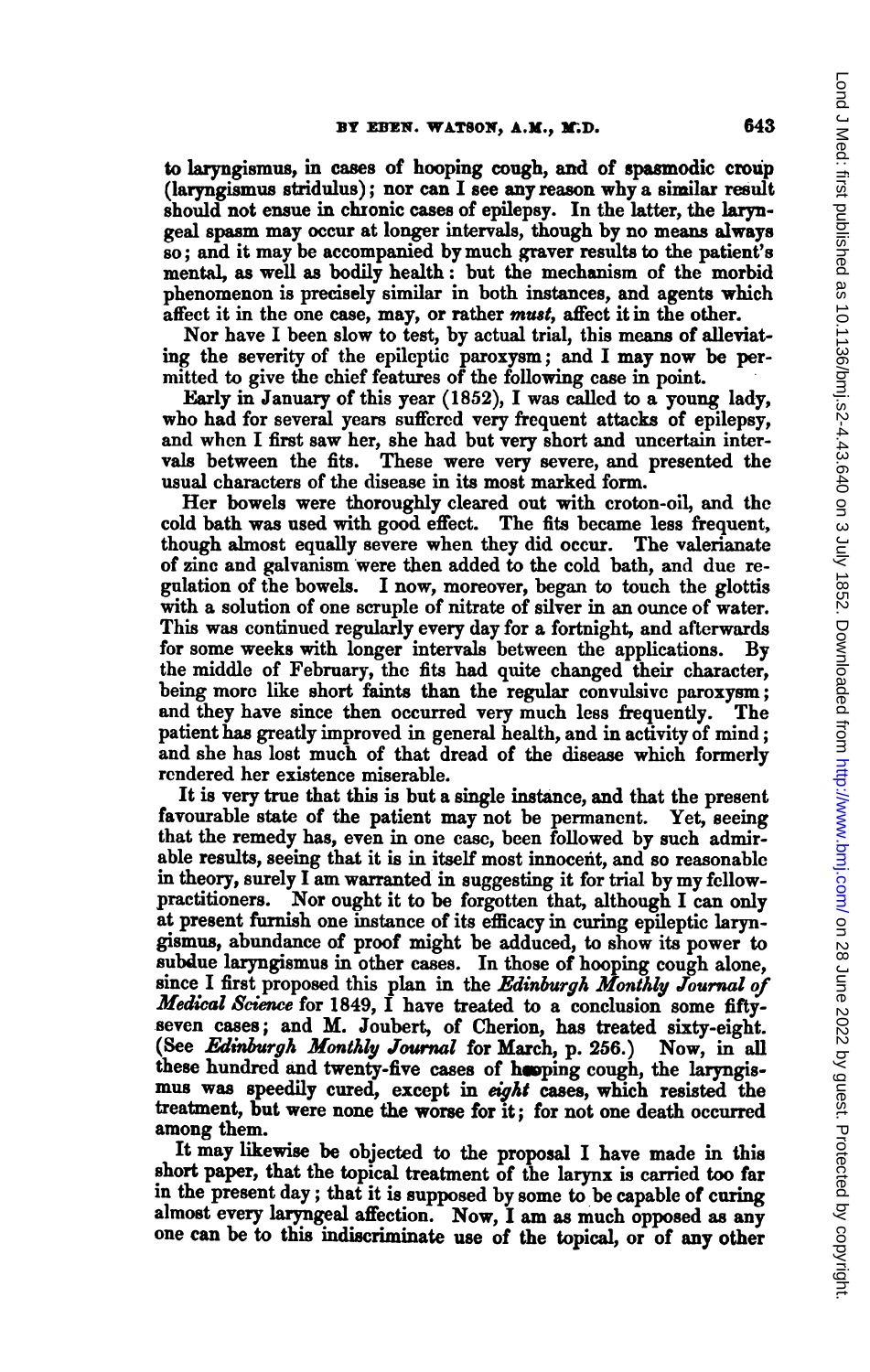to laryngismus, in cases of hooping cough, and of spasmodic croup (laryngismus stridulus); nor can I see any reason why a similar result should not ensue in chronic cases of epilepsy. In the latter, the laryngeal spasm may occur at longer intervals, though by no means always so; and it may be accompanied by much graver results to the patient's mental, as well as bodily health: but the mechanism of the morbid phenomenon is precisely similar in both instances, and agents which affect it in the one case, may, or rather *must*, affect it in the other.

Nor have I been slow to test, by actual trial, this means of alleviating the severity of the epileptic paroxysm; and I may now be permitted to give the chief features of the following case in point.

Early in January of this year (1852), I was called to a young lady, who had for several years suffered very frequent attacks of epilepsy, and when I first saw her, she had but very short and uncertain intervals between the fits. These were very severe, and presented the usual characters of the disease in its most marked form.

Her bowels were thoroughly cleared out with croton-oil, and the cold bath was used with good effect. The fits became less frequent, though almost equally severe when they did occur. The valerianate of zinc and galvanism were then added to the cold bath, and due regulation of the bowels. I now, moreover, began to touch the glottis with a solution of one scruple of nitrate of silver in an ounce of water. This was continued regularly every day for a fortnight, and afterwards for some weeks with longer intervals between the applications. By the middle of February, the fits had quite changed their character, being more like short faints than the regular convulsive paroxysm; and they have since then occurred very much less frequently. The patient has greatly improved in general health, and in activity of mind; and she has lost much of that dread of the disease which formerly rendered her existence miserable.

It is very true that this is but a single instance, and that the present favourable state of the patient may not be permanent. Yet, seeing that the remedy has, even in one case, been followed by such admirable results, seeing that it is in itself most innocent, and so reasonable in theory, surely I am warranted in suggesting it for trial by my fellow-practitioners. Nor ought it to be forgotten that, although I can only at present furnish one instance of its efficacy in curing epileptic laryngismus, abundance of proof might be adduced, to show its power to subdue laryngismus in other cases. In those of hooping cough alone, since I first proposed this plan in the *Edinburgh Monthly Journal of Medical Science* for 1849, I have treated to a conclusion some fifty-seven cases; and M. Joubert, of Cherion, has treated sixty-eight. (See *Edinburgh Monthly Journal* for March, p. 256.) Now, in all these hundred and twenty-five cases of hooping cough, the laryngismus was speedily cured, except in *eight* cases, which resisted the treatment, but were none the worse for it; for not one death occurred among them.

It may likewise be objected to the proposal I have made in this short paper, that the topical treatment of the larynx is carried too far in the present day; that it is supposed by some to be capable of curing almost every laryngeal affection. Now, I am as much opposed as any one can be to this indiscriminate use of the topical, or of any other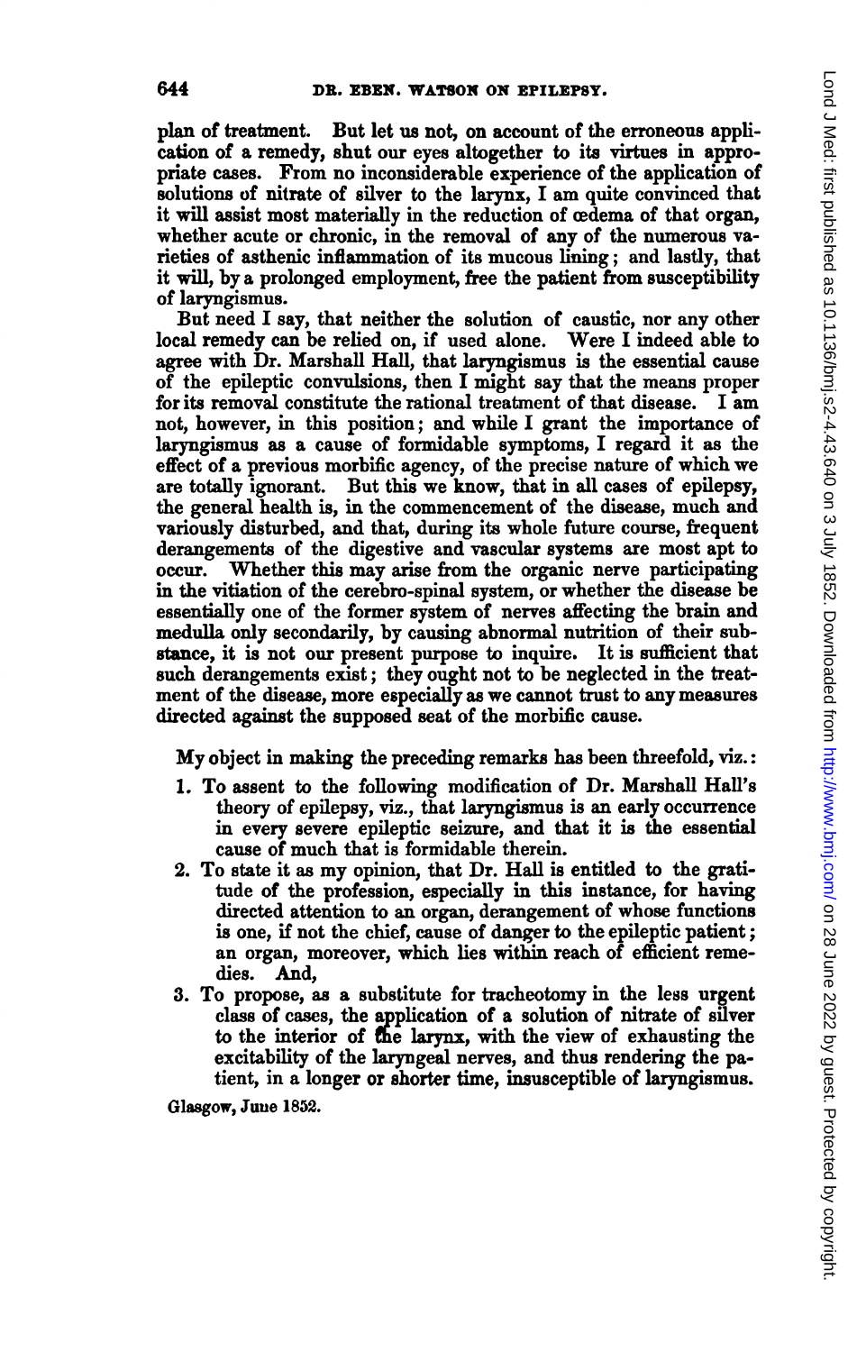plan of treatment. But let us not, on account of the erroneous application of a remedy, shut our eyes altogether to its virtues in appropriate cases. From no inconsiderable experience of the application of solutions of nitrate of silver to the larynx, I am quite convinced that it will assist most materially in the reduction of œdema of that organ, whether acute or chronic, in the removal of any of the numerous varieties of asthenic inflammation of its mucous lining; and lastly, that it will, by a prolonged employment, free the patient from susceptibility of laryngismus.

But need I say, that neither the solution of caustic, nor any other local remedy can be relied on, if used alone. Were I indeed able to agree with Dr. Marshall Hall, that laryngismus is the essential cause of the epileptic convulsions, then I might say that the means proper for its removal constitute the rational treatment of that disease. I am not, however, in this position; and while I grant the importance of laryngismus as a cause of formidable symptoms, I regard it as the effect of a previous morbific agency, of the precise nature of which we are totally ignorant. But this we know, that in all cases of epilepsy, the general health is, in the commencement of the disease, much and variously disturbed, and that, during its whole future course, frequent derangements of the digestive and vascular systems are most apt to occur. Whether this may arise from the organic nerve participating in the vitiation of the cerebro-spinal system, or whether the disease be essentially one of the former system of nerves affecting the brain and medulla only secondarily, by causing abnormal nutrition of their substance, it is not our present purpose to inquire. It is sufficient that such derangements exist; they ought not to be neglected in the treatment of the disease, more especially as we cannot trust to any measures directed against the supposed seat of the morbific cause.

My object in making the preceding remarks has been threefold, viz.:

1. To assent to the following modification of Dr. Marshall Hall's theory of epilepsy, viz., that laryngismus is an early occurrence in every severe epileptic seizure, and that it is the essential cause of much that is formidable therein.
2. To state it as my opinion, that Dr. Hall is entitled to the gratitude of the profession, especially in this instance, for having directed attention to an organ, derangement of whose functions is one, if not the chief, cause of danger to the epileptic patient; an organ, moreover, which lies within reach of efficient remedies. And,
3. To propose, as a substitute for tracheotomy in the less urgent class of cases, the application of a solution of nitrate of silver to the interior of the larynx, with the view of exhausting the excitability of the laryngeal nerves, and thus rendering the patient, in a longer or shorter time, insusceptible of laryngismus.

Glasgow, June 1852.